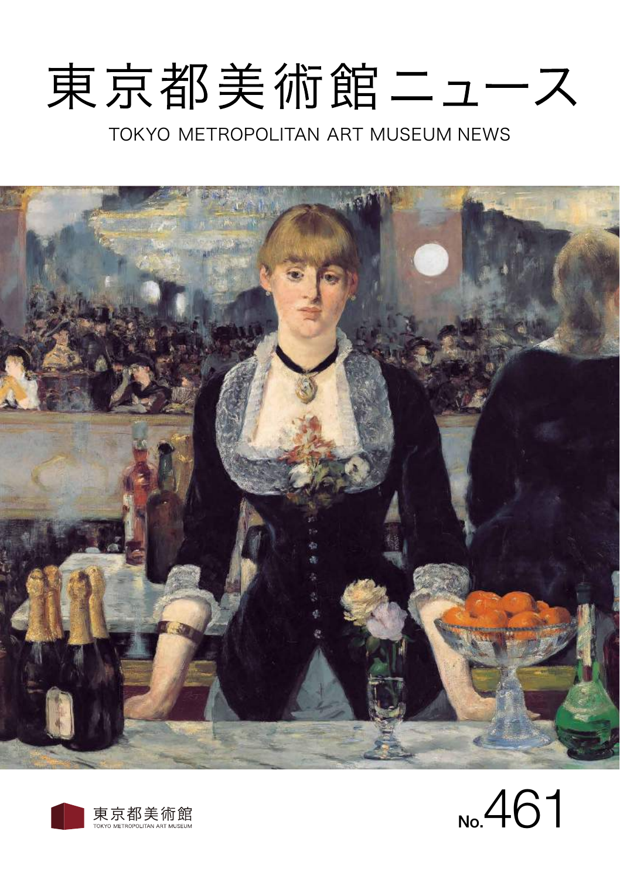# 東京都美術館ニュース

TOKYO METROPOLITAN ART MUSEUM NEWS

東京都美術館
TOKYO METROPOLITAN ART MUSEUM

No.461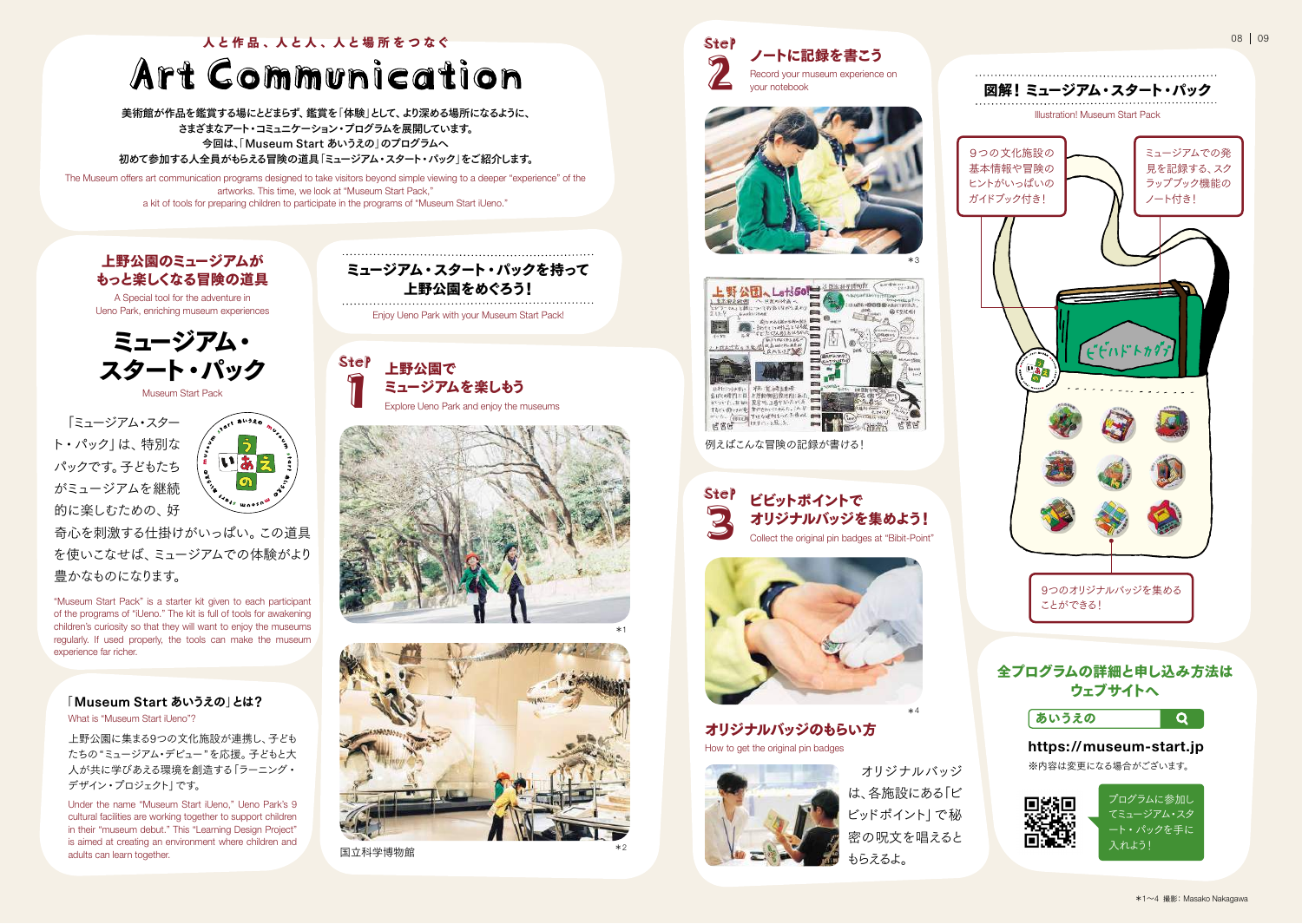人と作品、人と人、人と場所をつなぐ

# Art Communication

美術館が作品を鑑賞する場にとどまらず、鑑賞を「体験」として、より深める場所になるように、
さまざまなアート・コミュニケーション・プログラムを展開しています。
今回は、「Museum Start あいうえの」のプログラムへ
初めて参加する人全員がもらえる冒険の道具「ミュージアム・スタート・パック」をご紹介します。

The Museum offers art communication programs designed to take visitors beyond simple viewing to a deeper "experience" of the artworks. This time, we look at "Museum Start Pack," a kit of tools for preparing children to participate in the programs of "Museum Start iUeno."

## 上野公園のミュージアムがもっと楽しくなる冒険の道具

A Special tool for the adventure in Ueno Park, enriching museum experiences

## ミュージアム・スタート・パック

Museum Start Pack

「ミュージアム・スタート・パック」は、特別なバッグです。子どもたちがミュージアムを継続的に楽しむための、好奇心を刺激する仕掛けがいっぱい。この道具を使いこなせば、ミュージアムでの体験がより豊かなものになります。

"Museum Start Pack" is a starter kit given to each participant of the programs of "iUeno." The kit is full of tools for awakening children's curiosity so that they will want to enjoy the museums regularly. If used properly, the tools can make the museum experience far richer.

### 「Museum Start あいうえの」とは？

What is "Museum Start iUeno"?

上野公園に集まる9つの文化施設が連携し、子どもたちの"ミュージアム・デビュー"を応援。子どもと大人が共に学びあえる環境を創造する「ラーニング・デザイン・プロジェクト」です。

Under the name "Museum Start iUeno," Ueno Park's 9 cultural facilities are working together to support children in their "museum debut." This "Learning Design Project" is aimed at creating an environment where children and adults can learn together.

## ミュージアム・スタート・パックを持って上野公園をめぐろう！

Enjoy Ueno Park with your Museum Start Pack!

### Step 1 上野公園でミュージアムを楽しもう

Explore Ueno Park and enjoy the museums

＊1

国立科学博物館

＊2

### Step 2 ノートに記録を書こう

Record your museum experience on your notebook

＊3

例えばこんな冒険の記録が書ける！

### Step 3 ビビットポイントでオリジナルバッジを集めよう！

Collect the original pin badges at "Bibit-Point"

＊4

#### オリジナルバッジのもらい方

How to get the original pin badges

オリジナルバッジは、各施設にある「ビビッドポイント」で秘密の呪文を唱えるともらえるよ。

## 図解！ミュージアム・スタート・パック

Illustration! Museum Start Pack

- 9つの文化施設の基本情報や冒険のヒントがいっぱいのガイドブック付き！
- ミュージアムでの発見を記録する、スクラップブック機能のノート付き！
- 9つのオリジナルバッジを集めることができる！

## 全プログラムの詳細と申し込み方法はウェブサイトへ

あいうえの

**https://museum-start.jp**

※内容は変更になる場合がございます。

プログラムに参加してミュージアム・スタート・パックを手に入れよう！

＊1〜4 撮影：Masako Nakagawa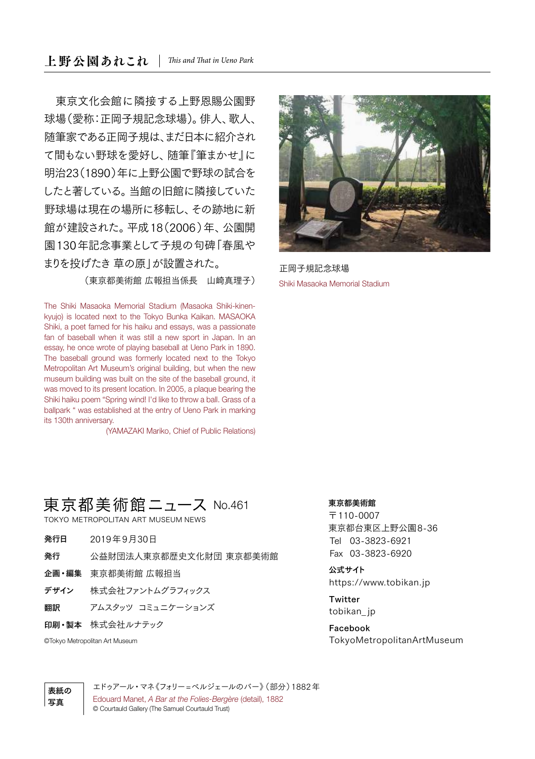## 上野公園あれこれ | *This and That in Ueno Park*

東京文化会館に隣接する上野恩賜公園野球場（愛称：正岡子規記念球場）。俳人、歌人、随筆家である正岡子規は、まだ日本に紹介されて間もない野球を愛好し、随筆『筆まかせ』に明治23（1890）年に上野公園で野球の試合をしたと著している。当館の旧館に隣接していた野球場は現在の場所に移転し、その跡地に新館が建設された。平成18（2006）年、公園開園130年記念事業として子規の句碑「春風やまりを投げたき 草の原」が設置された。

（東京都美術館 広報担当係長　山崎真理子）

The Shiki Masaoka Memorial Stadium (Masaoka Shiki-kinen-kyujo) is located next to the Tokyo Bunka Kaikan. MASAOKA Shiki, a poet famed for his haiku and essays, was a passionate fan of baseball when it was still a new sport in Japan. In an essay, he once wrote of playing baseball at Ueno Park in 1890. The baseball ground was formerly located next to the Tokyo Metropolitan Art Museum's original building, but when the new museum building was built on the site of the baseball ground, it was moved to its present location. In 2005, a plaque bearing the Shiki haiku poem "Spring wind! I'd like to throw a ball. Grass of a ballpark " was established at the entry of Ueno Park in marking its 130th anniversary.

(YAMAZAKI Mariko, Chief of Public Relations)

正岡子規記念球場
Shiki Masaoka Memorial Stadium

# 東京都美術館ニュース No.461
TOKYO METROPOLITAN ART MUSEUM NEWS

**発行日**　2019年9月30日
**発行**　公益財団法人東京都歴史文化財団 東京都美術館
**企画・編集**　東京都美術館 広報担当
**デザイン**　株式会社ファントムグラフィックス
**翻訳**　アムスタッツ コミュニケーションズ
**印刷・製本**　株式会社ルナテック

©Tokyo Metropolitan Art Museum

**東京都美術館**
〒110-0007
東京都台東区上野公園8-36
Tel　03-3823-6921
Fax　03-3823-6920

**公式サイト**
https://www.tobikan.jp

**Twitter**
tobikan_jp

**Facebook**
TokyoMetropolitanArtMuseum

**表紙の写真**
エドゥアール・マネ《フォリー=ベルジェールのバー》（部分）1882年
Edouard Manet, *A Bar at the Folies-Bergère* (detail), 1882
© Courtauld Gallery (The Samuel Courtauld Trust)